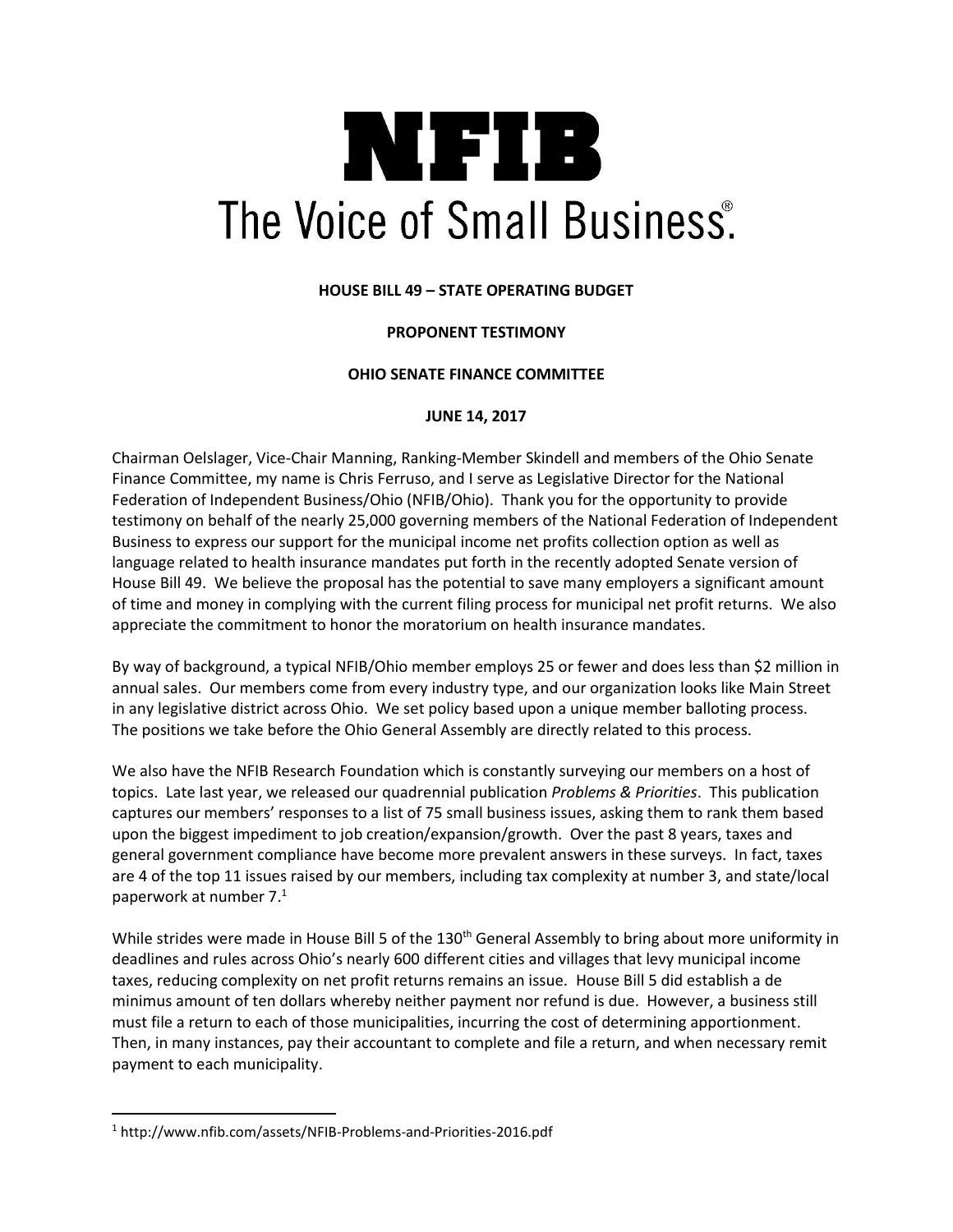# NFIB

## The Voice of Small Business®

**HOUSE BILL 49 – STATE OPERATING BUDGET**

**PROPONENT TESTIMONY**

**OHIO SENATE FINANCE COMMITTEE**

**JUNE 14, 2017**

Chairman Oelslager, Vice-Chair Manning, Ranking-Member Skindell and members of the Ohio Senate Finance Committee, my name is Chris Ferruso, and I serve as Legislative Director for the National Federation of Independent Business/Ohio (NFIB/Ohio). Thank you for the opportunity to provide testimony on behalf of the nearly 25,000 governing members of the National Federation of Independent Business to express our support for the municipal income net profits collection option as well as language related to health insurance mandates put forth in the recently adopted Senate version of House Bill 49. We believe the proposal has the potential to save many employers a significant amount of time and money in complying with the current filing process for municipal net profit returns. We also appreciate the commitment to honor the moratorium on health insurance mandates.

By way of background, a typical NFIB/Ohio member employs 25 or fewer and does less than $2 million in annual sales. Our members come from every industry type, and our organization looks like Main Street in any legislative district across Ohio. We set policy based upon a unique member balloting process. The positions we take before the Ohio General Assembly are directly related to this process.

We also have the NFIB Research Foundation which is constantly surveying our members on a host of topics. Late last year, we released our quadrennial publication *Problems & Priorities*. This publication captures our members' responses to a list of 75 small business issues, asking them to rank them based upon the biggest impediment to job creation/expansion/growth. Over the past 8 years, taxes and general government compliance have become more prevalent answers in these surveys. In fact, taxes are 4 of the top 11 issues raised by our members, including tax complexity at number 3, and state/local paperwork at number 7.[1]

While strides were made in House Bill 5 of the 130th General Assembly to bring about more uniformity in deadlines and rules across Ohio's nearly 600 different cities and villages that levy municipal income taxes, reducing complexity on net profit returns remains an issue. House Bill 5 did establish a de minimus amount of ten dollars whereby neither payment nor refund is due. However, a business still must file a return to each of those municipalities, incurring the cost of determining apportionment. Then, in many instances, pay their accountant to complete and file a return, and when necessary remit payment to each municipality.

---

[1] http://www.nfib.com/assets/NFIB-Problems-and-Priorities-2016.pdf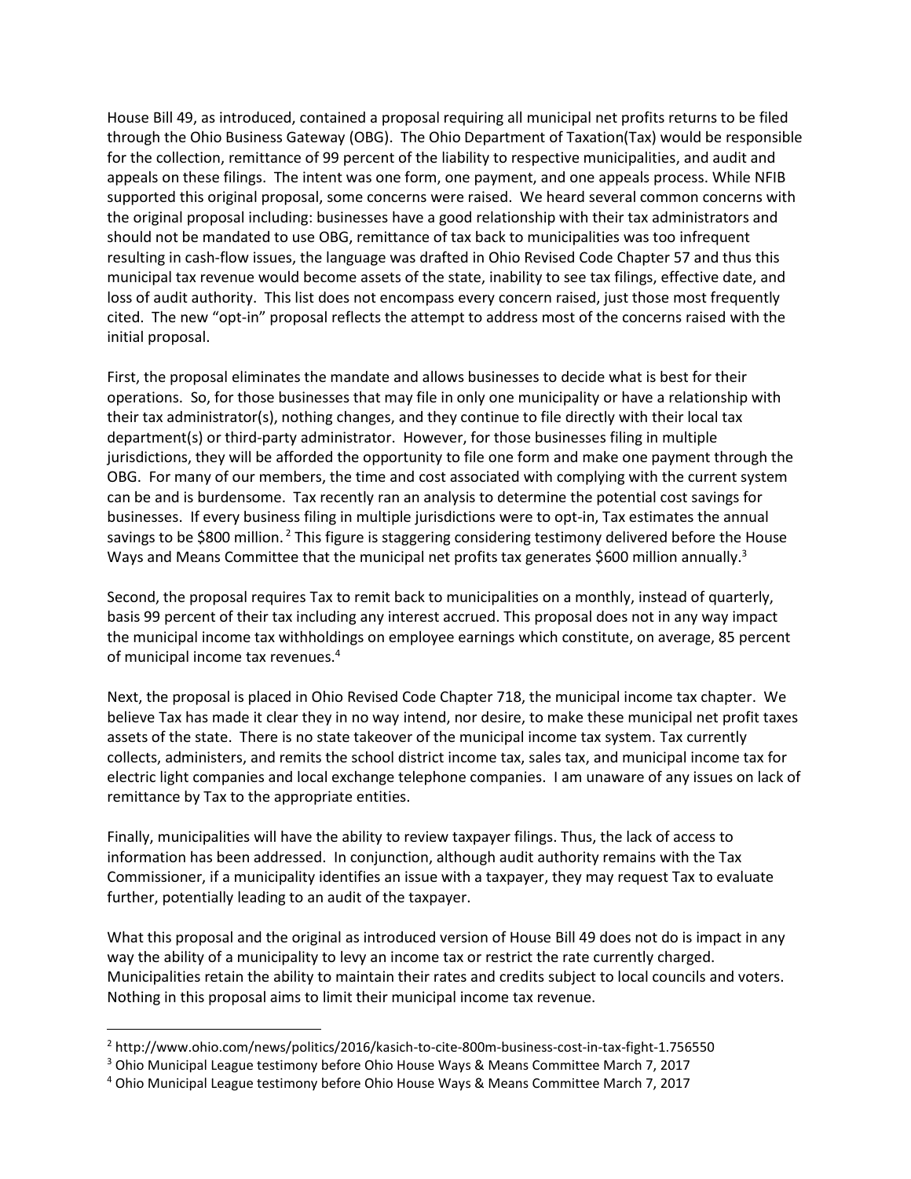House Bill 49, as introduced, contained a proposal requiring all municipal net profits returns to be filed through the Ohio Business Gateway (OBG). The Ohio Department of Taxation(Tax) would be responsible for the collection, remittance of 99 percent of the liability to respective municipalities, and audit and appeals on these filings. The intent was one form, one payment, and one appeals process. While NFIB supported this original proposal, some concerns were raised. We heard several common concerns with the original proposal including: businesses have a good relationship with their tax administrators and should not be mandated to use OBG, remittance of tax back to municipalities was too infrequent resulting in cash-flow issues, the language was drafted in Ohio Revised Code Chapter 57 and thus this municipal tax revenue would become assets of the state, inability to see tax filings, effective date, and loss of audit authority. This list does not encompass every concern raised, just those most frequently cited. The new "opt-in" proposal reflects the attempt to address most of the concerns raised with the initial proposal.

First, the proposal eliminates the mandate and allows businesses to decide what is best for their operations. So, for those businesses that may file in only one municipality or have a relationship with their tax administrator(s), nothing changes, and they continue to file directly with their local tax department(s) or third-party administrator. However, for those businesses filing in multiple jurisdictions, they will be afforded the opportunity to file one form and make one payment through the OBG. For many of our members, the time and cost associated with complying with the current system can be and is burdensome. Tax recently ran an analysis to determine the potential cost savings for businesses. If every business filing in multiple jurisdictions were to opt-in, Tax estimates the annual savings to be $800 million. [2] This figure is staggering considering testimony delivered before the House Ways and Means Committee that the municipal net profits tax generates $600 million annually.[3]

Second, the proposal requires Tax to remit back to municipalities on a monthly, instead of quarterly, basis 99 percent of their tax including any interest accrued. This proposal does not in any way impact the municipal income tax withholdings on employee earnings which constitute, on average, 85 percent of municipal income tax revenues.[4]

Next, the proposal is placed in Ohio Revised Code Chapter 718, the municipal income tax chapter. We believe Tax has made it clear they in no way intend, nor desire, to make these municipal net profit taxes assets of the state. There is no state takeover of the municipal income tax system. Tax currently collects, administers, and remits the school district income tax, sales tax, and municipal income tax for electric light companies and local exchange telephone companies. I am unaware of any issues on lack of remittance by Tax to the appropriate entities.

Finally, municipalities will have the ability to review taxpayer filings. Thus, the lack of access to information has been addressed. In conjunction, although audit authority remains with the Tax Commissioner, if a municipality identifies an issue with a taxpayer, they may request Tax to evaluate further, potentially leading to an audit of the taxpayer.

What this proposal and the original as introduced version of House Bill 49 does not do is impact in any way the ability of a municipality to levy an income tax or restrict the rate currently charged. Municipalities retain the ability to maintain their rates and credits subject to local councils and voters. Nothing in this proposal aims to limit their municipal income tax revenue.

---

[2] http://www.ohio.com/news/politics/2016/kasich-to-cite-800m-business-cost-in-tax-fight-1.756550

[3] Ohio Municipal League testimony before Ohio House Ways & Means Committee March 7, 2017

[4] Ohio Municipal League testimony before Ohio House Ways & Means Committee March 7, 2017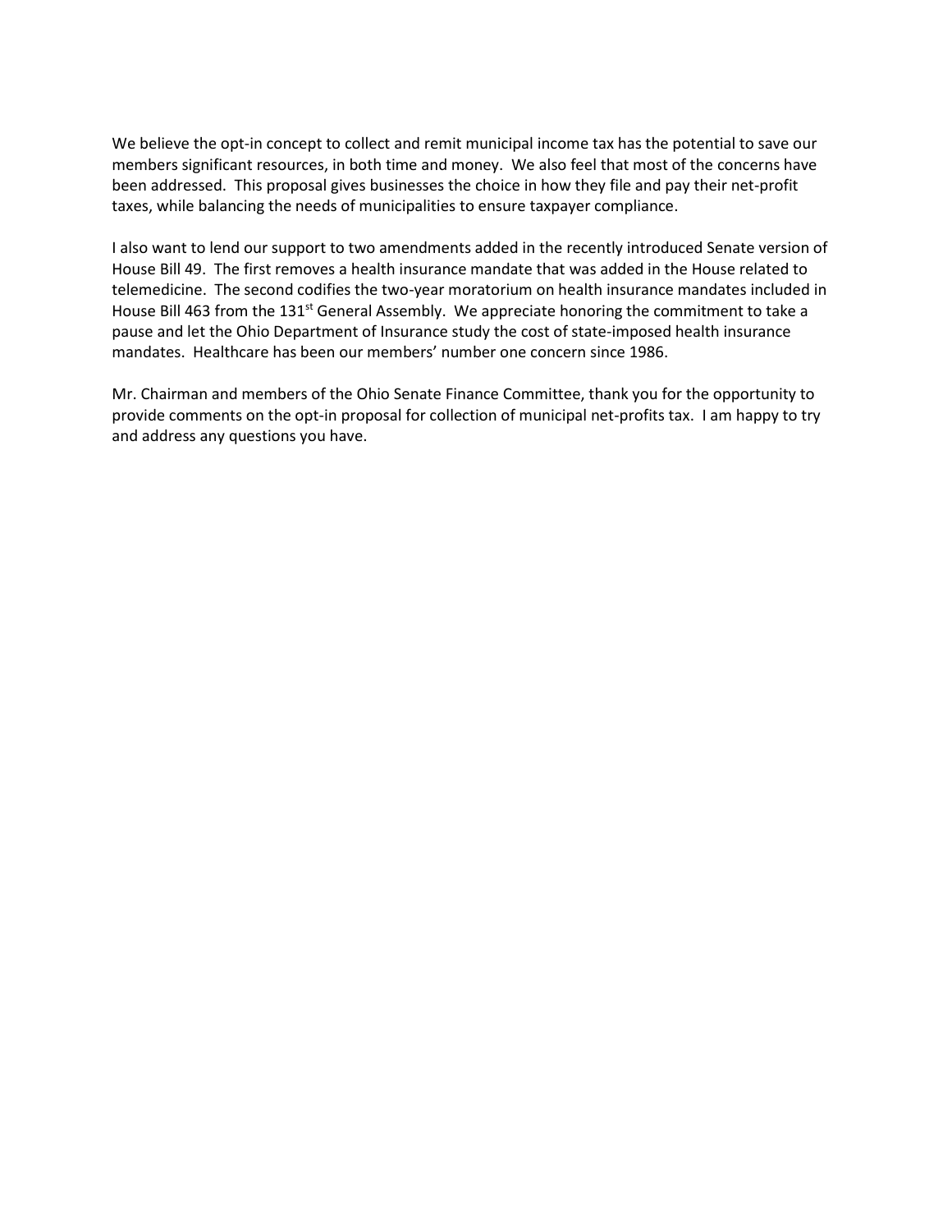We believe the opt-in concept to collect and remit municipal income tax has the potential to save our members significant resources, in both time and money. We also feel that most of the concerns have been addressed. This proposal gives businesses the choice in how they file and pay their net-profit taxes, while balancing the needs of municipalities to ensure taxpayer compliance.

I also want to lend our support to two amendments added in the recently introduced Senate version of House Bill 49. The first removes a health insurance mandate that was added in the House related to telemedicine. The second codifies the two-year moratorium on health insurance mandates included in House Bill 463 from the 131st General Assembly. We appreciate honoring the commitment to take a pause and let the Ohio Department of Insurance study the cost of state-imposed health insurance mandates. Healthcare has been our members' number one concern since 1986.

Mr. Chairman and members of the Ohio Senate Finance Committee, thank you for the opportunity to provide comments on the opt-in proposal for collection of municipal net-profits tax. I am happy to try and address any questions you have.